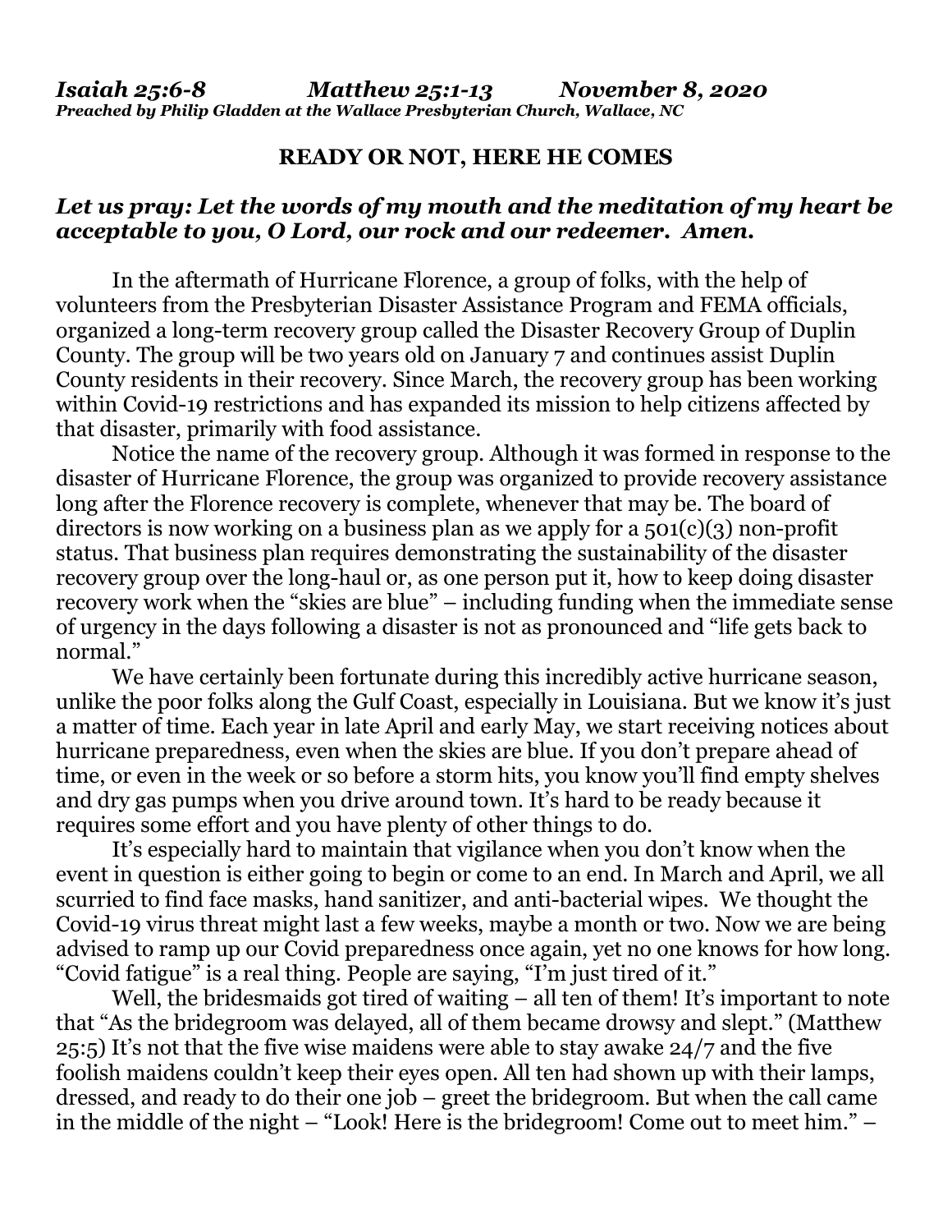***Isaiah 25:6-8 Matthew 25:1-13 November 8, 2020***
***Preached by Philip Gladden at the Wallace Presbyterian Church, Wallace, NC***

## READY OR NOT, HERE HE COMES

***Let us pray: Let the words of my mouth and the meditation of my heart be acceptable to you, O Lord, our rock and our redeemer. Amen.***

In the aftermath of Hurricane Florence, a group of folks, with the help of volunteers from the Presbyterian Disaster Assistance Program and FEMA officials, organized a long-term recovery group called the Disaster Recovery Group of Duplin County. The group will be two years old on January 7 and continues assist Duplin County residents in their recovery. Since March, the recovery group has been working within Covid-19 restrictions and has expanded its mission to help citizens affected by that disaster, primarily with food assistance.

Notice the name of the recovery group. Although it was formed in response to the disaster of Hurricane Florence, the group was organized to provide recovery assistance long after the Florence recovery is complete, whenever that may be. The board of directors is now working on a business plan as we apply for a 501(c)(3) non-profit status. That business plan requires demonstrating the sustainability of the disaster recovery group over the long-haul or, as one person put it, how to keep doing disaster recovery work when the "skies are blue" – including funding when the immediate sense of urgency in the days following a disaster is not as pronounced and "life gets back to normal."

We have certainly been fortunate during this incredibly active hurricane season, unlike the poor folks along the Gulf Coast, especially in Louisiana. But we know it's just a matter of time. Each year in late April and early May, we start receiving notices about hurricane preparedness, even when the skies are blue. If you don't prepare ahead of time, or even in the week or so before a storm hits, you know you'll find empty shelves and dry gas pumps when you drive around town. It's hard to be ready because it requires some effort and you have plenty of other things to do.

It's especially hard to maintain that vigilance when you don't know when the event in question is either going to begin or come to an end. In March and April, we all scurried to find face masks, hand sanitizer, and anti-bacterial wipes. We thought the Covid-19 virus threat might last a few weeks, maybe a month or two. Now we are being advised to ramp up our Covid preparedness once again, yet no one knows for how long. "Covid fatigue" is a real thing. People are saying, "I'm just tired of it."

Well, the bridesmaids got tired of waiting – all ten of them! It's important to note that "As the bridegroom was delayed, all of them became drowsy and slept." (Matthew 25:5) It's not that the five wise maidens were able to stay awake 24/7 and the five foolish maidens couldn't keep their eyes open. All ten had shown up with their lamps, dressed, and ready to do their one job – greet the bridegroom. But when the call came in the middle of the night – "Look! Here is the bridegroom! Come out to meet him." –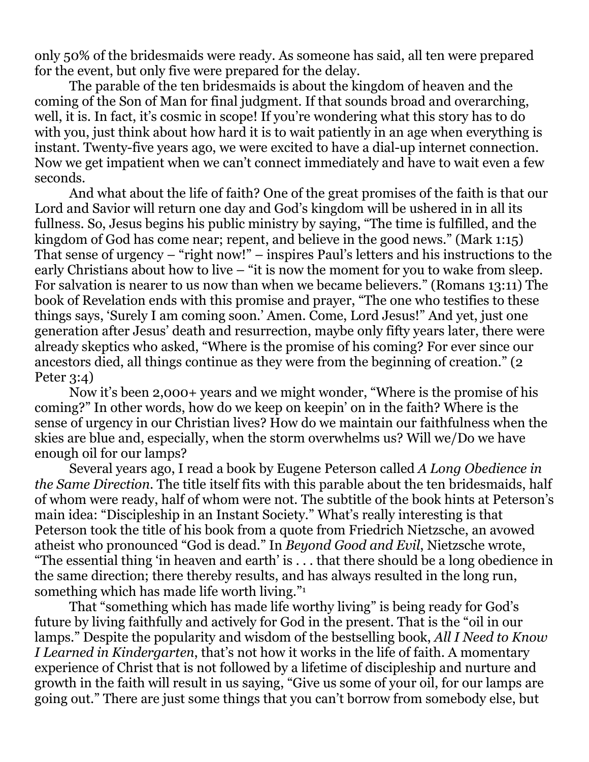only 50% of the bridesmaids were ready. As someone has said, all ten were prepared for the event, but only five were prepared for the delay.

The parable of the ten bridesmaids is about the kingdom of heaven and the coming of the Son of Man for final judgment. If that sounds broad and overarching, well, it is. In fact, it's cosmic in scope! If you're wondering what this story has to do with you, just think about how hard it is to wait patiently in an age when everything is instant. Twenty-five years ago, we were excited to have a dial-up internet connection. Now we get impatient when we can't connect immediately and have to wait even a few seconds.

And what about the life of faith? One of the great promises of the faith is that our Lord and Savior will return one day and God's kingdom will be ushered in in all its fullness. So, Jesus begins his public ministry by saying, "The time is fulfilled, and the kingdom of God has come near; repent, and believe in the good news." (Mark 1:15) That sense of urgency – "right now!" – inspires Paul's letters and his instructions to the early Christians about how to live – "it is now the moment for you to wake from sleep. For salvation is nearer to us now than when we became believers." (Romans 13:11) The book of Revelation ends with this promise and prayer, "The one who testifies to these things says, 'Surely I am coming soon.' Amen. Come, Lord Jesus!" And yet, just one generation after Jesus' death and resurrection, maybe only fifty years later, there were already skeptics who asked, "Where is the promise of his coming? For ever since our ancestors died, all things continue as they were from the beginning of creation." (2 Peter 3:4)

Now it's been 2,000+ years and we might wonder, "Where is the promise of his coming?" In other words, how do we keep on keepin' on in the faith? Where is the sense of urgency in our Christian lives? How do we maintain our faithfulness when the skies are blue and, especially, when the storm overwhelms us? Will we/Do we have enough oil for our lamps?

Several years ago, I read a book by Eugene Peterson called *A Long Obedience in the Same Direction*. The title itself fits with this parable about the ten bridesmaids, half of whom were ready, half of whom were not. The subtitle of the book hints at Peterson's main idea: "Discipleship in an Instant Society." What's really interesting is that Peterson took the title of his book from a quote from Friedrich Nietzsche, an avowed atheist who pronounced "God is dead." In *Beyond Good and Evil*, Nietzsche wrote, "The essential thing 'in heaven and earth' is . . . that there should be a long obedience in the same direction; there thereby results, and has always resulted in the long run, something which has made life worth living."[1]

That "something which has made life worthy living" is being ready for God's future by living faithfully and actively for God in the present. That is the "oil in our lamps." Despite the popularity and wisdom of the bestselling book, *All I Need to Know I Learned in Kindergarten*, that's not how it works in the life of faith. A momentary experience of Christ that is not followed by a lifetime of discipleship and nurture and growth in the faith will result in us saying, "Give us some of your oil, for our lamps are going out." There are just some things that you can't borrow from somebody else, but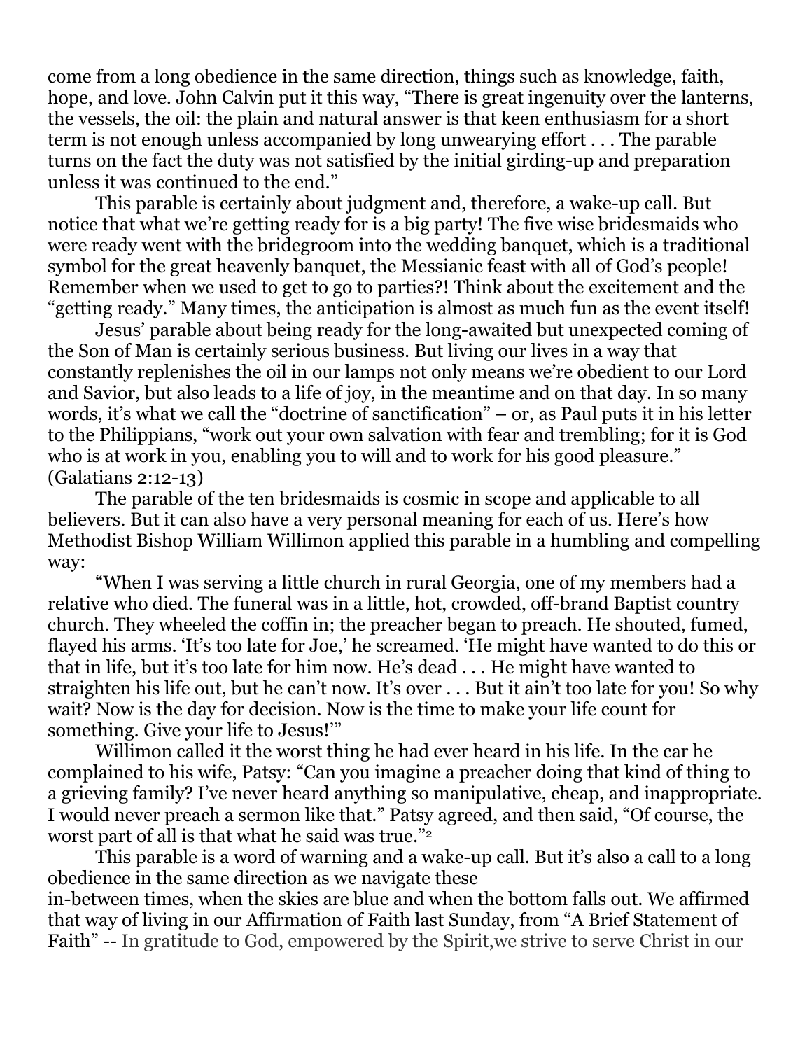come from a long obedience in the same direction, things such as knowledge, faith, hope, and love. John Calvin put it this way, "There is great ingenuity over the lanterns, the vessels, the oil: the plain and natural answer is that keen enthusiasm for a short term is not enough unless accompanied by long unwearying effort . . . The parable turns on the fact the duty was not satisfied by the initial girding-up and preparation unless it was continued to the end."

This parable is certainly about judgment and, therefore, a wake-up call. But notice that what we're getting ready for is a big party! The five wise bridesmaids who were ready went with the bridegroom into the wedding banquet, which is a traditional symbol for the great heavenly banquet, the Messianic feast with all of God's people! Remember when we used to get to go to parties?! Think about the excitement and the "getting ready." Many times, the anticipation is almost as much fun as the event itself!

Jesus' parable about being ready for the long-awaited but unexpected coming of the Son of Man is certainly serious business. But living our lives in a way that constantly replenishes the oil in our lamps not only means we're obedient to our Lord and Savior, but also leads to a life of joy, in the meantime and on that day. In so many words, it's what we call the "doctrine of sanctification" – or, as Paul puts it in his letter to the Philippians, "work out your own salvation with fear and trembling; for it is God who is at work in you, enabling you to will and to work for his good pleasure." (Galatians 2:12-13)

The parable of the ten bridesmaids is cosmic in scope and applicable to all believers. But it can also have a very personal meaning for each of us. Here's how Methodist Bishop William Willimon applied this parable in a humbling and compelling way:

"When I was serving a little church in rural Georgia, one of my members had a relative who died. The funeral was in a little, hot, crowded, off-brand Baptist country church. They wheeled the coffin in; the preacher began to preach. He shouted, fumed, flayed his arms. 'It's too late for Joe,' he screamed. 'He might have wanted to do this or that in life, but it's too late for him now. He's dead . . . He might have wanted to straighten his life out, but he can't now. It's over . . . But it ain't too late for you! So why wait? Now is the day for decision. Now is the time to make your life count for something. Give your life to Jesus!'"

Willimon called it the worst thing he had ever heard in his life. In the car he complained to his wife, Patsy: "Can you imagine a preacher doing that kind of thing to a grieving family? I've never heard anything so manipulative, cheap, and inappropriate. I would never preach a sermon like that." Patsy agreed, and then said, "Of course, the worst part of all is that what he said was true."[2]

This parable is a word of warning and a wake-up call. But it's also a call to a long obedience in the same direction as we navigate these in-between times, when the skies are blue and when the bottom falls out. We affirmed that way of living in our Affirmation of Faith last Sunday, from "A Brief Statement of Faith" -- In gratitude to God, empowered by the Spirit,we strive to serve Christ in our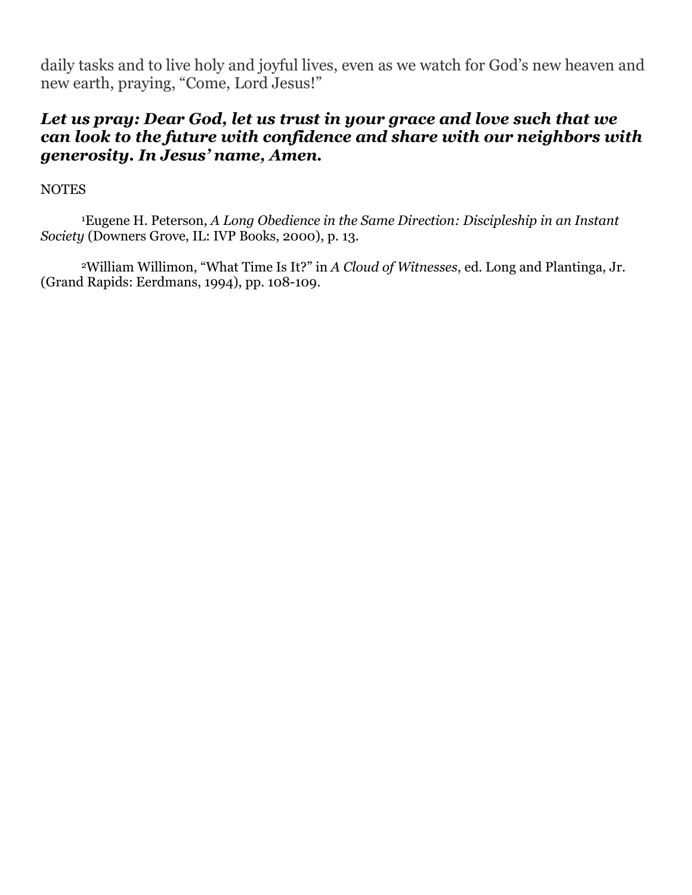daily tasks and to live holy and joyful lives, even as we watch for God's new heaven and new earth, praying, "Come, Lord Jesus!"

***Let us pray: Dear God, let us trust in your grace and love such that we can look to the future with confidence and share with our neighbors with generosity. In Jesus' name, Amen.***

NOTES

[1]Eugene H. Peterson, *A Long Obedience in the Same Direction: Discipleship in an Instant Society* (Downers Grove, IL: IVP Books, 2000), p. 13.

[2]William Willimon, "What Time Is It?" in *A Cloud of Witnesses*, ed. Long and Plantinga, Jr. (Grand Rapids: Eerdmans, 1994), pp. 108-109.